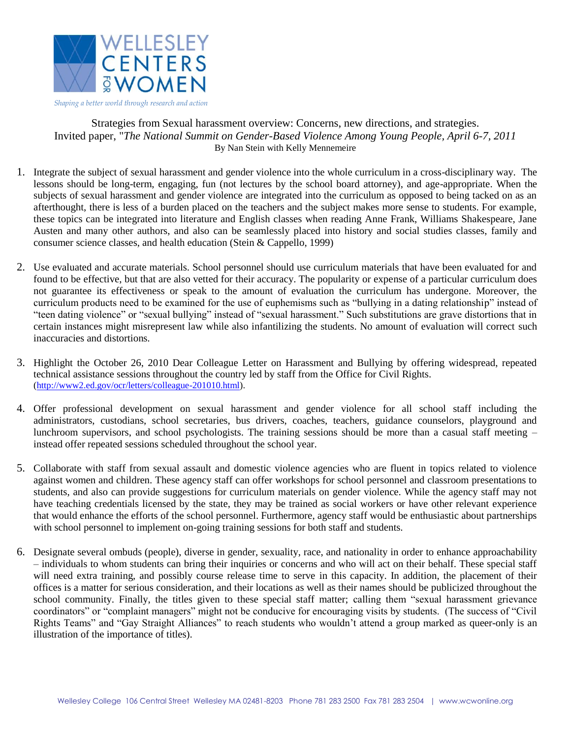WELLESLEY CENTERS FOR WOMEN

*Shaping a better world through research and action*

Strategies from Sexual harassment overview: Concerns, new directions, and strategies.
Invited paper, "*The National Summit on Gender-Based Violence Among Young People, April 6-7, 2011*
By Nan Stein with Kelly Mennemeire

1. Integrate the subject of sexual harassment and gender violence into the whole curriculum in a cross-disciplinary way. The lessons should be long-term, engaging, fun (not lectures by the school board attorney), and age-appropriate. When the subjects of sexual harassment and gender violence are integrated into the curriculum as opposed to being tacked on as an afterthought, there is less of a burden placed on the teachers and the subject makes more sense to students. For example, these topics can be integrated into literature and English classes when reading Anne Frank, Williams Shakespeare, Jane Austen and many other authors, and also can be seamlessly placed into history and social studies classes, family and consumer science classes, and health education (Stein & Cappello, 1999)

2. Use evaluated and accurate materials. School personnel should use curriculum materials that have been evaluated for and found to be effective, but that are also vetted for their accuracy. The popularity or expense of a particular curriculum does not guarantee its effectiveness or speak to the amount of evaluation the curriculum has undergone. Moreover, the curriculum products need to be examined for the use of euphemisms such as "bullying in a dating relationship" instead of "teen dating violence" or "sexual bullying" instead of "sexual harassment." Such substitutions are grave distortions that in certain instances might misrepresent law while also infantilizing the students. No amount of evaluation will correct such inaccuracies and distortions.

3. Highlight the October 26, 2010 Dear Colleague Letter on Harassment and Bullying by offering widespread, repeated technical assistance sessions throughout the country led by staff from the Office for Civil Rights. (http://www2.ed.gov/ocr/letters/colleague-201010.html).

4. Offer professional development on sexual harassment and gender violence for all school staff including the administrators, custodians, school secretaries, bus drivers, coaches, teachers, guidance counselors, playground and lunchroom supervisors, and school psychologists. The training sessions should be more than a casual staff meeting – instead offer repeated sessions scheduled throughout the school year.

5. Collaborate with staff from sexual assault and domestic violence agencies who are fluent in topics related to violence against women and children. These agency staff can offer workshops for school personnel and classroom presentations to students, and also can provide suggestions for curriculum materials on gender violence. While the agency staff may not have teaching credentials licensed by the state, they may be trained as social workers or have other relevant experience that would enhance the efforts of the school personnel. Furthermore, agency staff would be enthusiastic about partnerships with school personnel to implement on-going training sessions for both staff and students.

6. Designate several ombuds (people), diverse in gender, sexuality, race, and nationality in order to enhance approachability – individuals to whom students can bring their inquiries or concerns and who will act on their behalf. These special staff will need extra training, and possibly course release time to serve in this capacity. In addition, the placement of their offices is a matter for serious consideration, and their locations as well as their names should be publicized throughout the school community. Finally, the titles given to these special staff matter; calling them "sexual harassment grievance coordinators" or "complaint managers" might not be conducive for encouraging visits by students. (The success of "Civil Rights Teams" and "Gay Straight Alliances" to reach students who wouldn't attend a group marked as queer-only is an illustration of the importance of titles).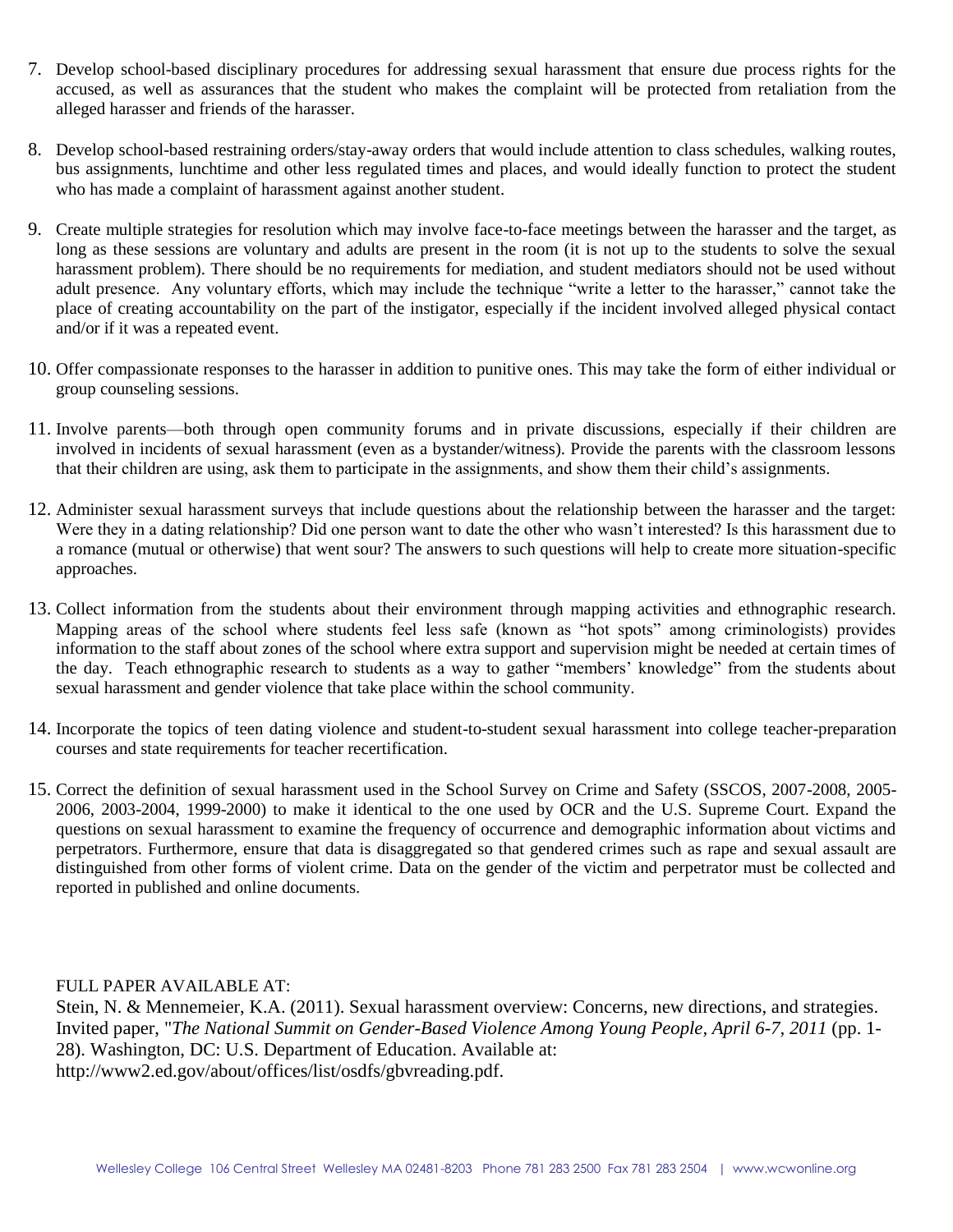7. Develop school-based disciplinary procedures for addressing sexual harassment that ensure due process rights for the accused, as well as assurances that the student who makes the complaint will be protected from retaliation from the alleged harasser and friends of the harasser.

8. Develop school-based restraining orders/stay-away orders that would include attention to class schedules, walking routes, bus assignments, lunchtime and other less regulated times and places, and would ideally function to protect the student who has made a complaint of harassment against another student.

9. Create multiple strategies for resolution which may involve face-to-face meetings between the harasser and the target, as long as these sessions are voluntary and adults are present in the room (it is not up to the students to solve the sexual harassment problem). There should be no requirements for mediation, and student mediators should not be used without adult presence. Any voluntary efforts, which may include the technique "write a letter to the harasser," cannot take the place of creating accountability on the part of the instigator, especially if the incident involved alleged physical contact and/or if it was a repeated event.

10. Offer compassionate responses to the harasser in addition to punitive ones. This may take the form of either individual or group counseling sessions.

11. Involve parents—both through open community forums and in private discussions, especially if their children are involved in incidents of sexual harassment (even as a bystander/witness). Provide the parents with the classroom lessons that their children are using, ask them to participate in the assignments, and show them their child's assignments.

12. Administer sexual harassment surveys that include questions about the relationship between the harasser and the target: Were they in a dating relationship? Did one person want to date the other who wasn't interested? Is this harassment due to a romance (mutual or otherwise) that went sour? The answers to such questions will help to create more situation-specific approaches.

13. Collect information from the students about their environment through mapping activities and ethnographic research. Mapping areas of the school where students feel less safe (known as "hot spots" among criminologists) provides information to the staff about zones of the school where extra support and supervision might be needed at certain times of the day. Teach ethnographic research to students as a way to gather "members' knowledge" from the students about sexual harassment and gender violence that take place within the school community.

14. Incorporate the topics of teen dating violence and student-to-student sexual harassment into college teacher-preparation courses and state requirements for teacher recertification.

15. Correct the definition of sexual harassment used in the School Survey on Crime and Safety (SSCOS, 2007-2008, 2005-2006, 2003-2004, 1999-2000) to make it identical to the one used by OCR and the U.S. Supreme Court. Expand the questions on sexual harassment to examine the frequency of occurrence and demographic information about victims and perpetrators. Furthermore, ensure that data is disaggregated so that gendered crimes such as rape and sexual assault are distinguished from other forms of violent crime. Data on the gender of the victim and perpetrator must be collected and reported in published and online documents.

FULL PAPER AVAILABLE AT:

Stein, N. & Mennemeier, K.A. (2011). Sexual harassment overview: Concerns, new directions, and strategies. Invited paper, "*The National Summit on Gender-Based Violence Among Young People, April 6-7, 2011* (pp. 1-28). Washington, DC: U.S. Department of Education. Available at: http://www2.ed.gov/about/offices/list/osdfs/gbvreading.pdf.